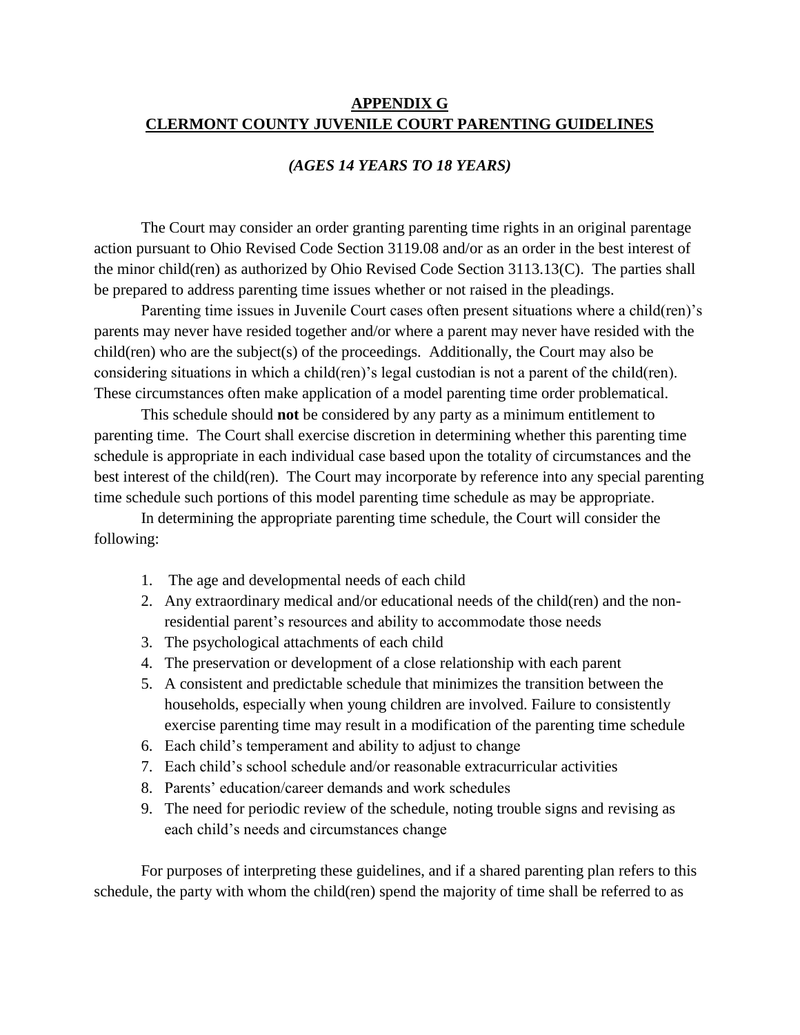# APPENDIX G
# CLERMONT COUNTY JUVENILE COURT PARENTING GUIDELINES

***(AGES 14 YEARS TO 18 YEARS)***

The Court may consider an order granting parenting time rights in an original parentage action pursuant to Ohio Revised Code Section 3119.08 and/or as an order in the best interest of the minor child(ren) as authorized by Ohio Revised Code Section 3113.13(C). The parties shall be prepared to address parenting time issues whether or not raised in the pleadings.

Parenting time issues in Juvenile Court cases often present situations where a child(ren)'s parents may never have resided together and/or where a parent may never have resided with the child(ren) who are the subject(s) of the proceedings. Additionally, the Court may also be considering situations in which a child(ren)'s legal custodian is not a parent of the child(ren). These circumstances often make application of a model parenting time order problematical.

This schedule should **not** be considered by any party as a minimum entitlement to parenting time. The Court shall exercise discretion in determining whether this parenting time schedule is appropriate in each individual case based upon the totality of circumstances and the best interest of the child(ren). The Court may incorporate by reference into any special parenting time schedule such portions of this model parenting time schedule as may be appropriate.

In determining the appropriate parenting time schedule, the Court will consider the following:

1. The age and developmental needs of each child
2. Any extraordinary medical and/or educational needs of the child(ren) and the non-residential parent's resources and ability to accommodate those needs
3. The psychological attachments of each child
4. The preservation or development of a close relationship with each parent
5. A consistent and predictable schedule that minimizes the transition between the households, especially when young children are involved. Failure to consistently exercise parenting time may result in a modification of the parenting time schedule
6. Each child's temperament and ability to adjust to change
7. Each child's school schedule and/or reasonable extracurricular activities
8. Parents' education/career demands and work schedules
9. The need for periodic review of the schedule, noting trouble signs and revising as each child's needs and circumstances change

For purposes of interpreting these guidelines, and if a shared parenting plan refers to this schedule, the party with whom the child(ren) spend the majority of time shall be referred to as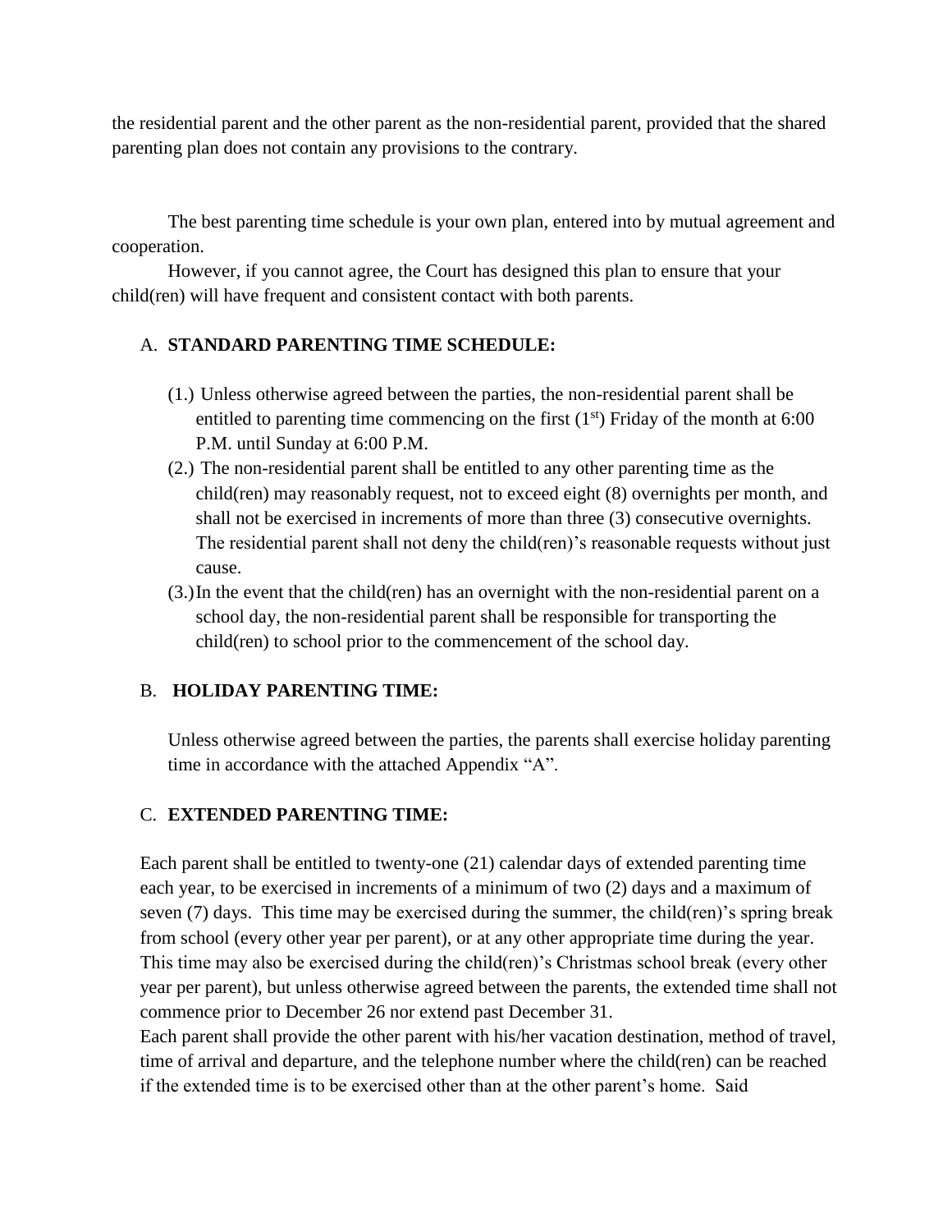the residential parent and the other parent as the non-residential parent, provided that the shared parenting plan does not contain any provisions to the contrary.

The best parenting time schedule is your own plan, entered into by mutual agreement and cooperation.

However, if you cannot agree, the Court has designed this plan to ensure that your child(ren) will have frequent and consistent contact with both parents.

A. **STANDARD PARENTING TIME SCHEDULE:**

(1.) Unless otherwise agreed between the parties, the non-residential parent shall be entitled to parenting time commencing on the first (1st) Friday of the month at 6:00 P.M. until Sunday at 6:00 P.M.

(2.) The non-residential parent shall be entitled to any other parenting time as the child(ren) may reasonably request, not to exceed eight (8) overnights per month, and shall not be exercised in increments of more than three (3) consecutive overnights. The residential parent shall not deny the child(ren)'s reasonable requests without just cause.

(3.) In the event that the child(ren) has an overnight with the non-residential parent on a school day, the non-residential parent shall be responsible for transporting the child(ren) to school prior to the commencement of the school day.

B. **HOLIDAY PARENTING TIME:**

Unless otherwise agreed between the parties, the parents shall exercise holiday parenting time in accordance with the attached Appendix "A".

C. **EXTENDED PARENTING TIME:**

Each parent shall be entitled to twenty-one (21) calendar days of extended parenting time each year, to be exercised in increments of a minimum of two (2) days and a maximum of seven (7) days. This time may be exercised during the summer, the child(ren)'s spring break from school (every other year per parent), or at any other appropriate time during the year. This time may also be exercised during the child(ren)'s Christmas school break (every other year per parent), but unless otherwise agreed between the parents, the extended time shall not commence prior to December 26 nor extend past December 31.

Each parent shall provide the other parent with his/her vacation destination, method of travel, time of arrival and departure, and the telephone number where the child(ren) can be reached if the extended time is to be exercised other than at the other parent's home. Said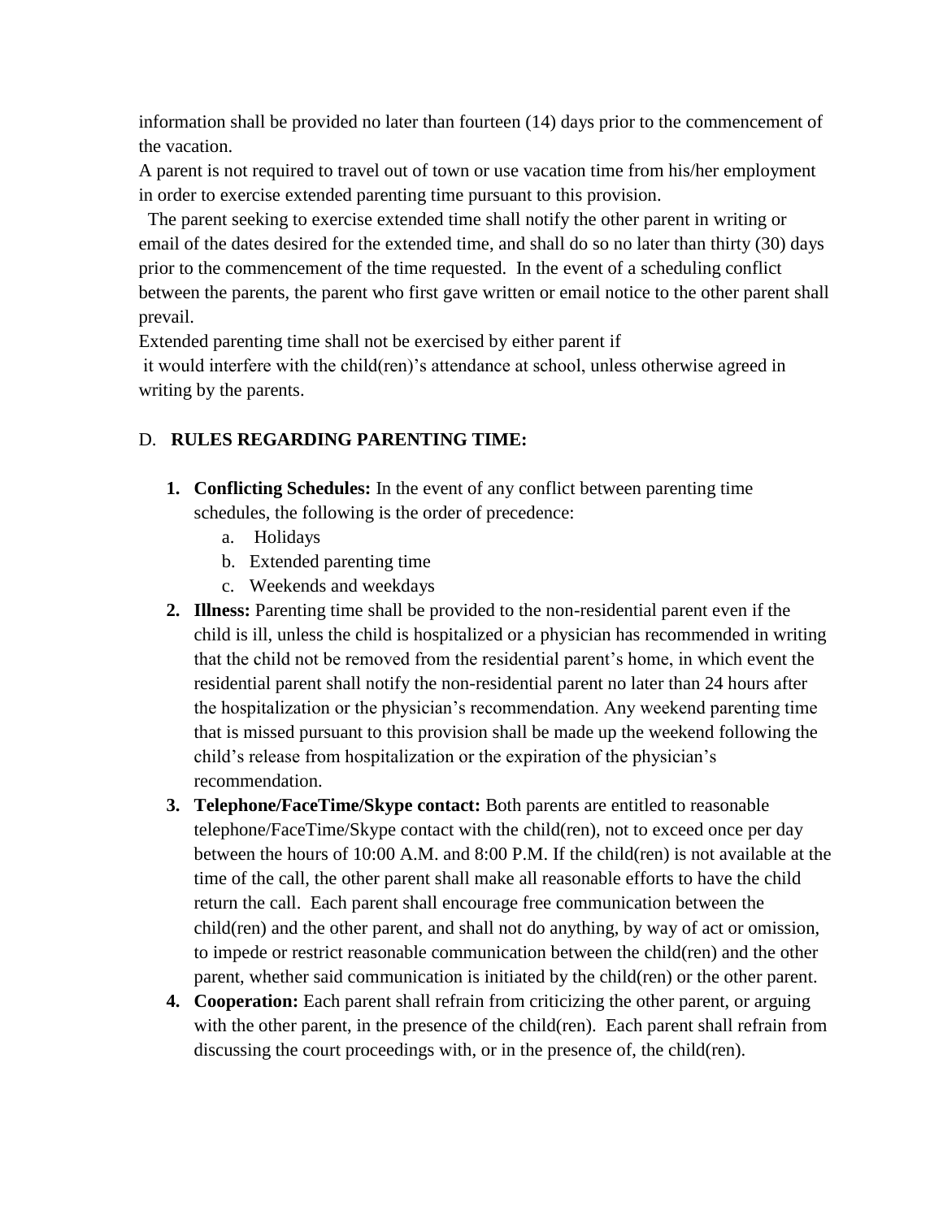information shall be provided no later than fourteen (14) days prior to the commencement of the vacation.

A parent is not required to travel out of town or use vacation time from his/her employment in order to exercise extended parenting time pursuant to this provision.

The parent seeking to exercise extended time shall notify the other parent in writing or email of the dates desired for the extended time, and shall do so no later than thirty (30) days prior to the commencement of the time requested. In the event of a scheduling conflict between the parents, the parent who first gave written or email notice to the other parent shall prevail.

Extended parenting time shall not be exercised by either parent if it would interfere with the child(ren)'s attendance at school, unless otherwise agreed in writing by the parents.

D. **RULES REGARDING PARENTING TIME:**

1. **Conflicting Schedules:** In the event of any conflict between parenting time schedules, the following is the order of precedence:
   a. Holidays
   b. Extended parenting time
   c. Weekends and weekdays
2. **Illness:** Parenting time shall be provided to the non-residential parent even if the child is ill, unless the child is hospitalized or a physician has recommended in writing that the child not be removed from the residential parent's home, in which event the residential parent shall notify the non-residential parent no later than 24 hours after the hospitalization or the physician's recommendation. Any weekend parenting time that is missed pursuant to this provision shall be made up the weekend following the child's release from hospitalization or the expiration of the physician's recommendation.
3. **Telephone/FaceTime/Skype contact:** Both parents are entitled to reasonable telephone/FaceTime/Skype contact with the child(ren), not to exceed once per day between the hours of 10:00 A.M. and 8:00 P.M. If the child(ren) is not available at the time of the call, the other parent shall make all reasonable efforts to have the child return the call. Each parent shall encourage free communication between the child(ren) and the other parent, and shall not do anything, by way of act or omission, to impede or restrict reasonable communication between the child(ren) and the other parent, whether said communication is initiated by the child(ren) or the other parent.
4. **Cooperation:** Each parent shall refrain from criticizing the other parent, or arguing with the other parent, in the presence of the child(ren). Each parent shall refrain from discussing the court proceedings with, or in the presence of, the child(ren).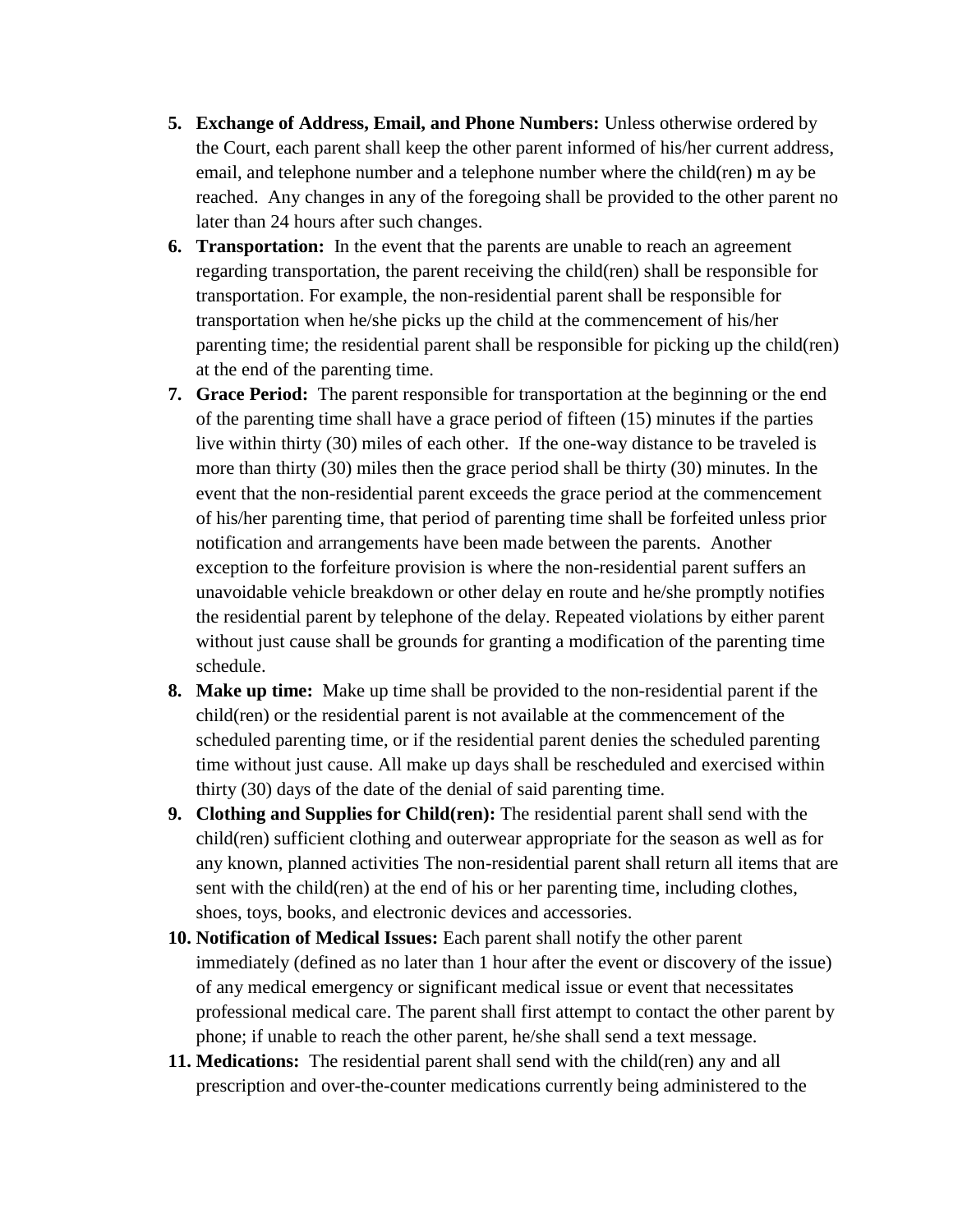5. **Exchange of Address, Email, and Phone Numbers:** Unless otherwise ordered by the Court, each parent shall keep the other parent informed of his/her current address, email, and telephone number and a telephone number where the child(ren) m ay be reached. Any changes in any of the foregoing shall be provided to the other parent no later than 24 hours after such changes.
6. **Transportation:** In the event that the parents are unable to reach an agreement regarding transportation, the parent receiving the child(ren) shall be responsible for transportation. For example, the non-residential parent shall be responsible for transportation when he/she picks up the child at the commencement of his/her parenting time; the residential parent shall be responsible for picking up the child(ren) at the end of the parenting time.
7. **Grace Period:** The parent responsible for transportation at the beginning or the end of the parenting time shall have a grace period of fifteen (15) minutes if the parties live within thirty (30) miles of each other. If the one-way distance to be traveled is more than thirty (30) miles then the grace period shall be thirty (30) minutes. In the event that the non-residential parent exceeds the grace period at the commencement of his/her parenting time, that period of parenting time shall be forfeited unless prior notification and arrangements have been made between the parents. Another exception to the forfeiture provision is where the non-residential parent suffers an unavoidable vehicle breakdown or other delay en route and he/she promptly notifies the residential parent by telephone of the delay. Repeated violations by either parent without just cause shall be grounds for granting a modification of the parenting time schedule.
8. **Make up time:** Make up time shall be provided to the non-residential parent if the child(ren) or the residential parent is not available at the commencement of the scheduled parenting time, or if the residential parent denies the scheduled parenting time without just cause. All make up days shall be rescheduled and exercised within thirty (30) days of the date of the denial of said parenting time.
9. **Clothing and Supplies for Child(ren):** The residential parent shall send with the child(ren) sufficient clothing and outerwear appropriate for the season as well as for any known, planned activities The non-residential parent shall return all items that are sent with the child(ren) at the end of his or her parenting time, including clothes, shoes, toys, books, and electronic devices and accessories.
10. **Notification of Medical Issues:** Each parent shall notify the other parent immediately (defined as no later than 1 hour after the event or discovery of the issue) of any medical emergency or significant medical issue or event that necessitates professional medical care. The parent shall first attempt to contact the other parent by phone; if unable to reach the other parent, he/she shall send a text message.
11. **Medications:** The residential parent shall send with the child(ren) any and all prescription and over-the-counter medications currently being administered to the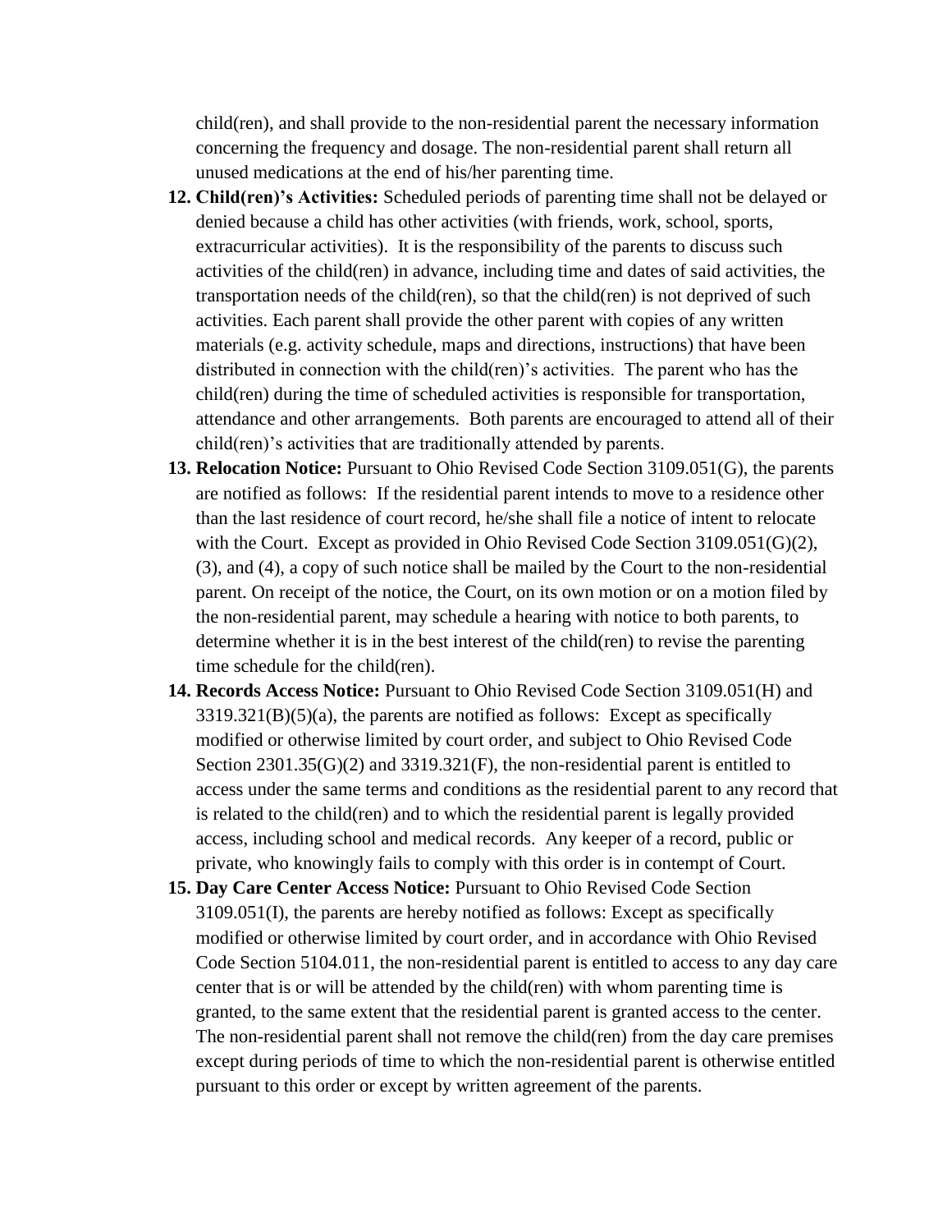child(ren), and shall provide to the non-residential parent the necessary information concerning the frequency and dosage. The non-residential parent shall return all unused medications at the end of his/her parenting time.

12. **Child(ren)'s Activities:** Scheduled periods of parenting time shall not be delayed or denied because a child has other activities (with friends, work, school, sports, extracurricular activities). It is the responsibility of the parents to discuss such activities of the child(ren) in advance, including time and dates of said activities, the transportation needs of the child(ren), so that the child(ren) is not deprived of such activities. Each parent shall provide the other parent with copies of any written materials (e.g. activity schedule, maps and directions, instructions) that have been distributed in connection with the child(ren)'s activities. The parent who has the child(ren) during the time of scheduled activities is responsible for transportation, attendance and other arrangements. Both parents are encouraged to attend all of their child(ren)'s activities that are traditionally attended by parents.
13. **Relocation Notice:** Pursuant to Ohio Revised Code Section 3109.051(G), the parents are notified as follows: If the residential parent intends to move to a residence other than the last residence of court record, he/she shall file a notice of intent to relocate with the Court. Except as provided in Ohio Revised Code Section 3109.051(G)(2), (3), and (4), a copy of such notice shall be mailed by the Court to the non-residential parent. On receipt of the notice, the Court, on its own motion or on a motion filed by the non-residential parent, may schedule a hearing with notice to both parents, to determine whether it is in the best interest of the child(ren) to revise the parenting time schedule for the child(ren).
14. **Records Access Notice:** Pursuant to Ohio Revised Code Section 3109.051(H) and 3319.321(B)(5)(a), the parents are notified as follows: Except as specifically modified or otherwise limited by court order, and subject to Ohio Revised Code Section 2301.35(G)(2) and 3319.321(F), the non-residential parent is entitled to access under the same terms and conditions as the residential parent to any record that is related to the child(ren) and to which the residential parent is legally provided access, including school and medical records. Any keeper of a record, public or private, who knowingly fails to comply with this order is in contempt of Court.
15. **Day Care Center Access Notice:** Pursuant to Ohio Revised Code Section 3109.051(I), the parents are hereby notified as follows: Except as specifically modified or otherwise limited by court order, and in accordance with Ohio Revised Code Section 5104.011, the non-residential parent is entitled to access to any day care center that is or will be attended by the child(ren) with whom parenting time is granted, to the same extent that the residential parent is granted access to the center. The non-residential parent shall not remove the child(ren) from the day care premises except during periods of time to which the non-residential parent is otherwise entitled pursuant to this order or except by written agreement of the parents.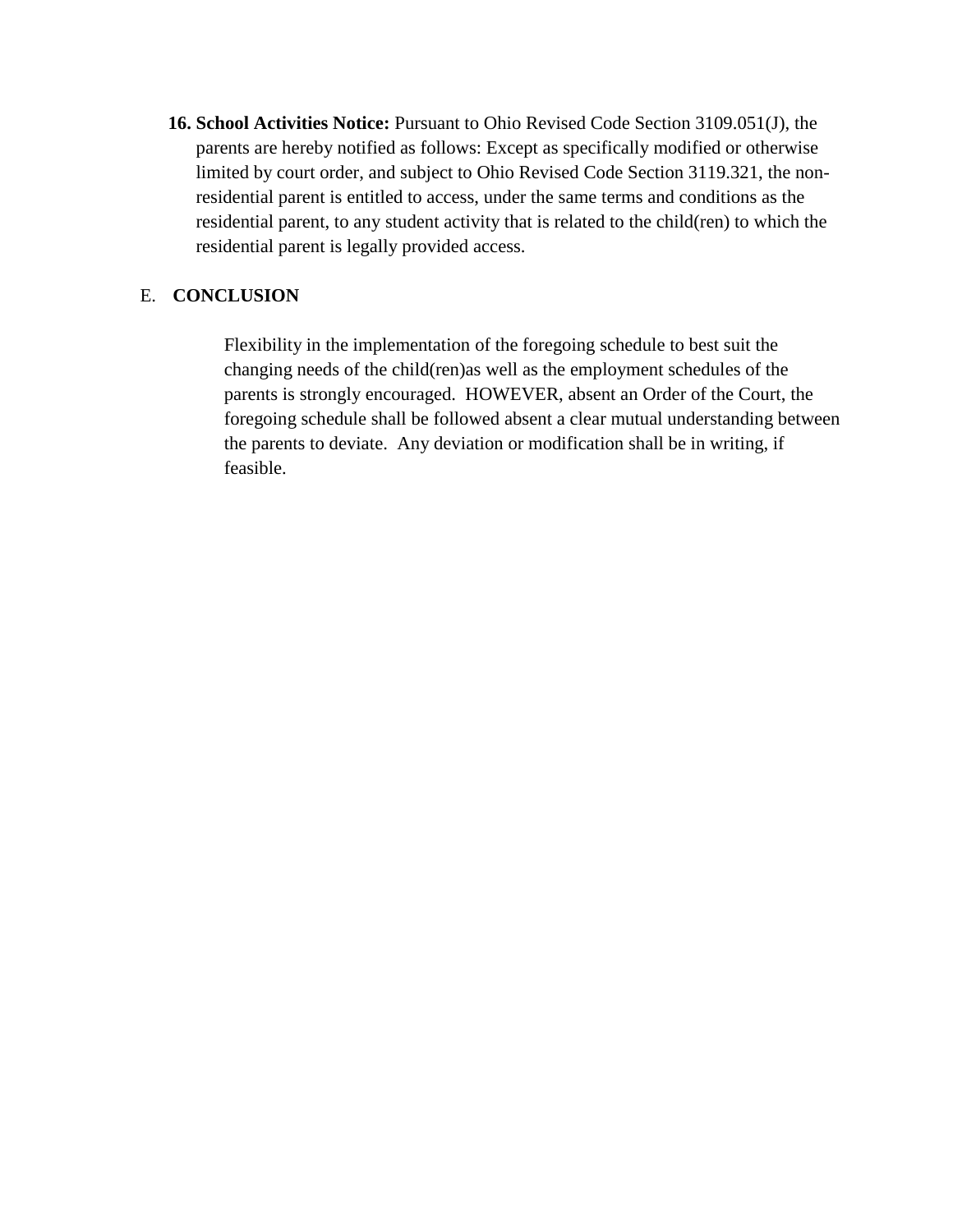16. **School Activities Notice:** Pursuant to Ohio Revised Code Section 3109.051(J), the parents are hereby notified as follows: Except as specifically modified or otherwise limited by court order, and subject to Ohio Revised Code Section 3119.321, the non-residential parent is entitled to access, under the same terms and conditions as the residential parent, to any student activity that is related to the child(ren) to which the residential parent is legally provided access.

## E. CONCLUSION

Flexibility in the implementation of the foregoing schedule to best suit the changing needs of the child(ren)as well as the employment schedules of the parents is strongly encouraged. HOWEVER, absent an Order of the Court, the foregoing schedule shall be followed absent a clear mutual understanding between the parents to deviate. Any deviation or modification shall be in writing, if feasible.